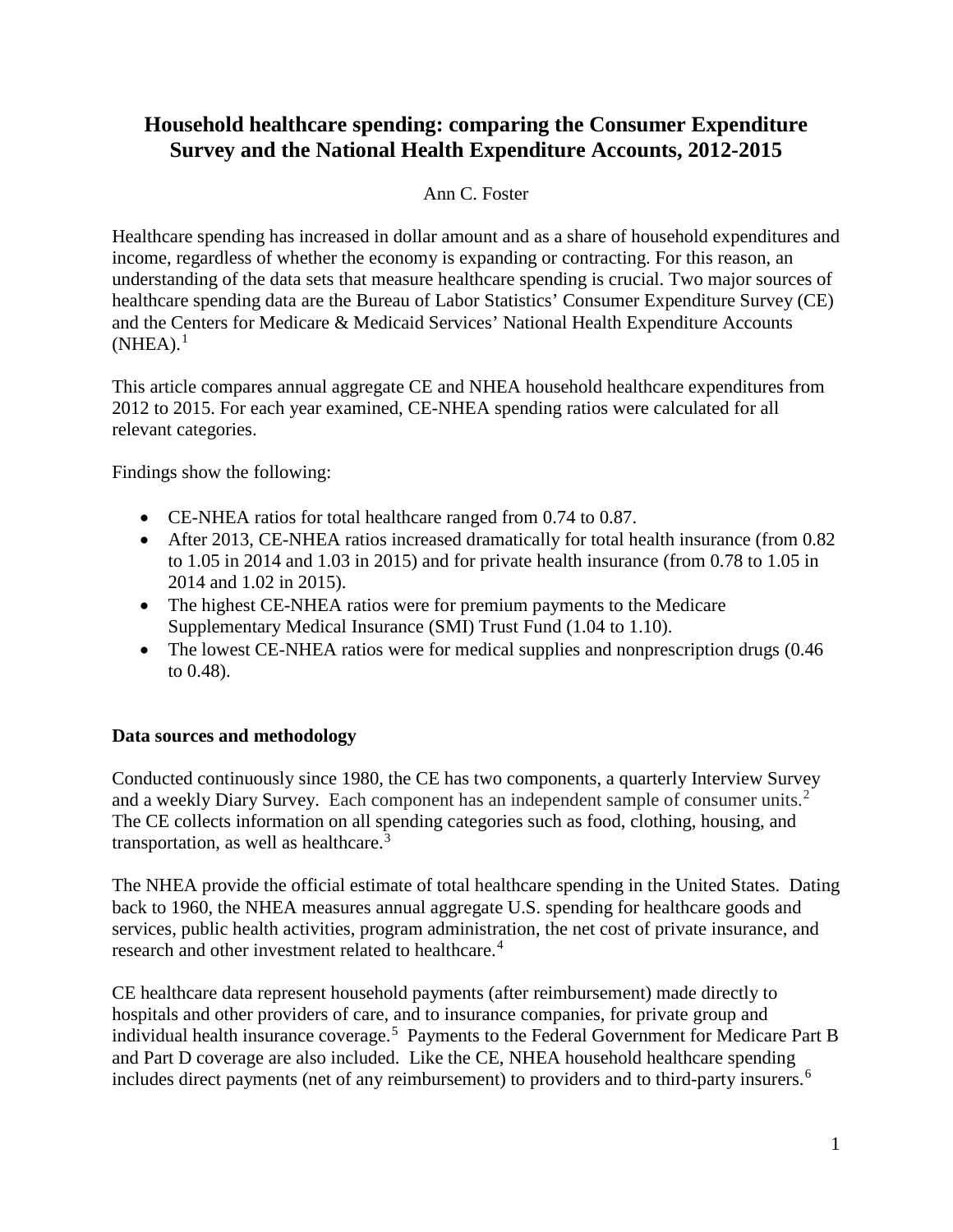# Household healthcare spending: comparing the Consumer Expenditure Survey and the National Health Expenditure Accounts, 2012-2015

Ann C. Foster

Healthcare spending has increased in dollar amount and as a share of household expenditures and income, regardless of whether the economy is expanding or contracting. For this reason, an understanding of the data sets that measure healthcare spending is crucial. Two major sources of healthcare spending data are the Bureau of Labor Statistics' Consumer Expenditure Survey (CE) and the Centers for Medicare & Medicaid Services' National Health Expenditure Accounts (NHEA).[1]

This article compares annual aggregate CE and NHEA household healthcare expenditures from 2012 to 2015. For each year examined, CE-NHEA spending ratios were calculated for all relevant categories.

Findings show the following:

- CE-NHEA ratios for total healthcare ranged from 0.74 to 0.87.
- After 2013, CE-NHEA ratios increased dramatically for total health insurance (from 0.82 to 1.05 in 2014 and 1.03 in 2015) and for private health insurance (from 0.78 to 1.05 in 2014 and 1.02 in 2015).
- The highest CE-NHEA ratios were for premium payments to the Medicare Supplementary Medical Insurance (SMI) Trust Fund (1.04 to 1.10).
- The lowest CE-NHEA ratios were for medical supplies and nonprescription drugs (0.46 to 0.48).

### Data sources and methodology

Conducted continuously since 1980, the CE has two components, a quarterly Interview Survey and a weekly Diary Survey. Each component has an independent sample of consumer units.[2] The CE collects information on all spending categories such as food, clothing, housing, and transportation, as well as healthcare.[3]

The NHEA provide the official estimate of total healthcare spending in the United States. Dating back to 1960, the NHEA measures annual aggregate U.S. spending for healthcare goods and services, public health activities, program administration, the net cost of private insurance, and research and other investment related to healthcare.[4]

CE healthcare data represent household payments (after reimbursement) made directly to hospitals and other providers of care, and to insurance companies, for private group and individual health insurance coverage.[5] Payments to the Federal Government for Medicare Part B and Part D coverage are also included. Like the CE, NHEA household healthcare spending includes direct payments (net of any reimbursement) to providers and to third-party insurers.[6]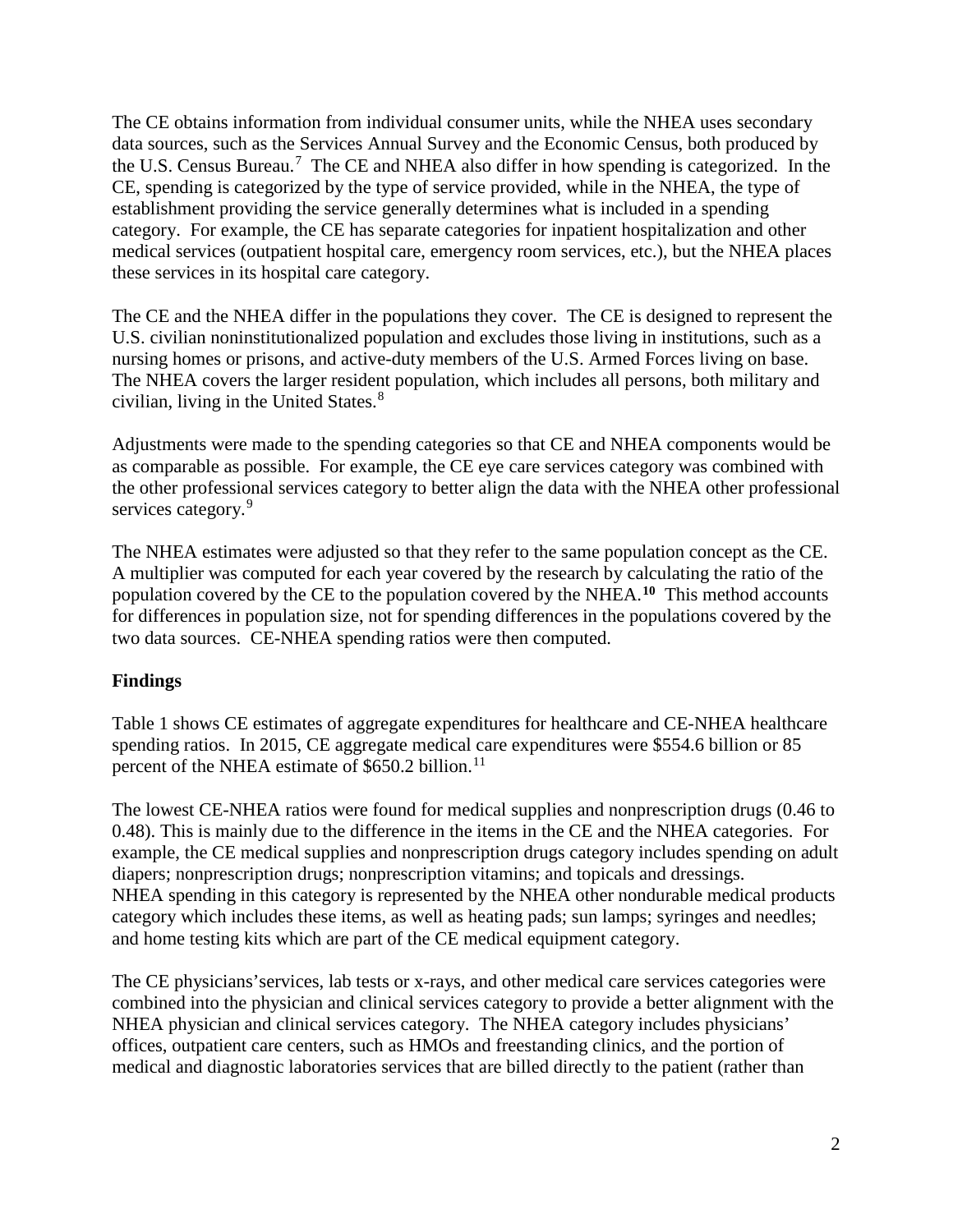The CE obtains information from individual consumer units, while the NHEA uses secondary data sources, such as the Services Annual Survey and the Economic Census, both produced by the U.S. Census Bureau.[7] The CE and NHEA also differ in how spending is categorized. In the CE, spending is categorized by the type of service provided, while in the NHEA, the type of establishment providing the service generally determines what is included in a spending category. For example, the CE has separate categories for inpatient hospitalization and other medical services (outpatient hospital care, emergency room services, etc.), but the NHEA places these services in its hospital care category.

The CE and the NHEA differ in the populations they cover. The CE is designed to represent the U.S. civilian noninstitutionalized population and excludes those living in institutions, such as a nursing homes or prisons, and active-duty members of the U.S. Armed Forces living on base. The NHEA covers the larger resident population, which includes all persons, both military and civilian, living in the United States.[8]

Adjustments were made to the spending categories so that CE and NHEA components would be as comparable as possible. For example, the CE eye care services category was combined with the other professional services category to better align the data with the NHEA other professional services category.[9]

The NHEA estimates were adjusted so that they refer to the same population concept as the CE. A multiplier was computed for each year covered by the research by calculating the ratio of the population covered by the CE to the population covered by the NHEA.[10] This method accounts for differences in population size, not for spending differences in the populations covered by the two data sources. CE-NHEA spending ratios were then computed.

## Findings

Table 1 shows CE estimates of aggregate expenditures for healthcare and CE-NHEA healthcare spending ratios. In 2015, CE aggregate medical care expenditures were $554.6 billion or 85 percent of the NHEA estimate of $650.2 billion.[11]

The lowest CE-NHEA ratios were found for medical supplies and nonprescription drugs (0.46 to 0.48). This is mainly due to the difference in the items in the CE and the NHEA categories. For example, the CE medical supplies and nonprescription drugs category includes spending on adult diapers; nonprescription drugs; nonprescription vitamins; and topicals and dressings. NHEA spending in this category is represented by the NHEA other nondurable medical products category which includes these items, as well as heating pads; sun lamps; syringes and needles; and home testing kits which are part of the CE medical equipment category.

The CE physicians'services, lab tests or x-rays, and other medical care services categories were combined into the physician and clinical services category to provide a better alignment with the NHEA physician and clinical services category. The NHEA category includes physicians' offices, outpatient care centers, such as HMOs and freestanding clinics, and the portion of medical and diagnostic laboratories services that are billed directly to the patient (rather than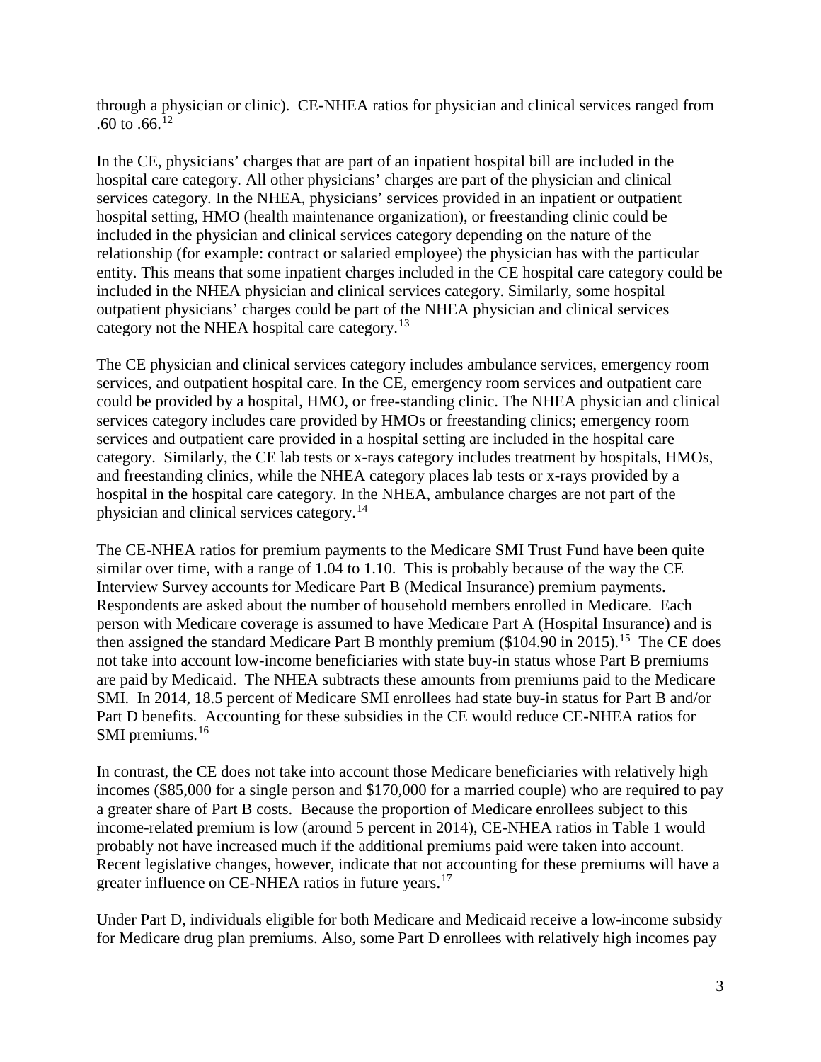through a physician or clinic). CE-NHEA ratios for physician and clinical services ranged from .60 to .66.[12]

In the CE, physicians' charges that are part of an inpatient hospital bill are included in the hospital care category. All other physicians' charges are part of the physician and clinical services category. In the NHEA, physicians' services provided in an inpatient or outpatient hospital setting, HMO (health maintenance organization), or freestanding clinic could be included in the physician and clinical services category depending on the nature of the relationship (for example: contract or salaried employee) the physician has with the particular entity. This means that some inpatient charges included in the CE hospital care category could be included in the NHEA physician and clinical services category. Similarly, some hospital outpatient physicians' charges could be part of the NHEA physician and clinical services category not the NHEA hospital care category.[13]

The CE physician and clinical services category includes ambulance services, emergency room services, and outpatient hospital care. In the CE, emergency room services and outpatient care could be provided by a hospital, HMO, or free-standing clinic. The NHEA physician and clinical services category includes care provided by HMOs or freestanding clinics; emergency room services and outpatient care provided in a hospital setting are included in the hospital care category. Similarly, the CE lab tests or x-rays category includes treatment by hospitals, HMOs, and freestanding clinics, while the NHEA category places lab tests or x-rays provided by a hospital in the hospital care category. In the NHEA, ambulance charges are not part of the physician and clinical services category.[14]

The CE-NHEA ratios for premium payments to the Medicare SMI Trust Fund have been quite similar over time, with a range of 1.04 to 1.10. This is probably because of the way the CE Interview Survey accounts for Medicare Part B (Medical Insurance) premium payments. Respondents are asked about the number of household members enrolled in Medicare. Each person with Medicare coverage is assumed to have Medicare Part A (Hospital Insurance) and is then assigned the standard Medicare Part B monthly premium ($104.90 in 2015).[15] The CE does not take into account low-income beneficiaries with state buy-in status whose Part B premiums are paid by Medicaid. The NHEA subtracts these amounts from premiums paid to the Medicare SMI. In 2014, 18.5 percent of Medicare SMI enrollees had state buy-in status for Part B and/or Part D benefits. Accounting for these subsidies in the CE would reduce CE-NHEA ratios for SMI premiums.[16]

In contrast, the CE does not take into account those Medicare beneficiaries with relatively high incomes ($85,000 for a single person and $170,000 for a married couple) who are required to pay a greater share of Part B costs. Because the proportion of Medicare enrollees subject to this income-related premium is low (around 5 percent in 2014), CE-NHEA ratios in Table 1 would probably not have increased much if the additional premiums paid were taken into account. Recent legislative changes, however, indicate that not accounting for these premiums will have a greater influence on CE-NHEA ratios in future years.[17]

Under Part D, individuals eligible for both Medicare and Medicaid receive a low-income subsidy for Medicare drug plan premiums. Also, some Part D enrollees with relatively high incomes pay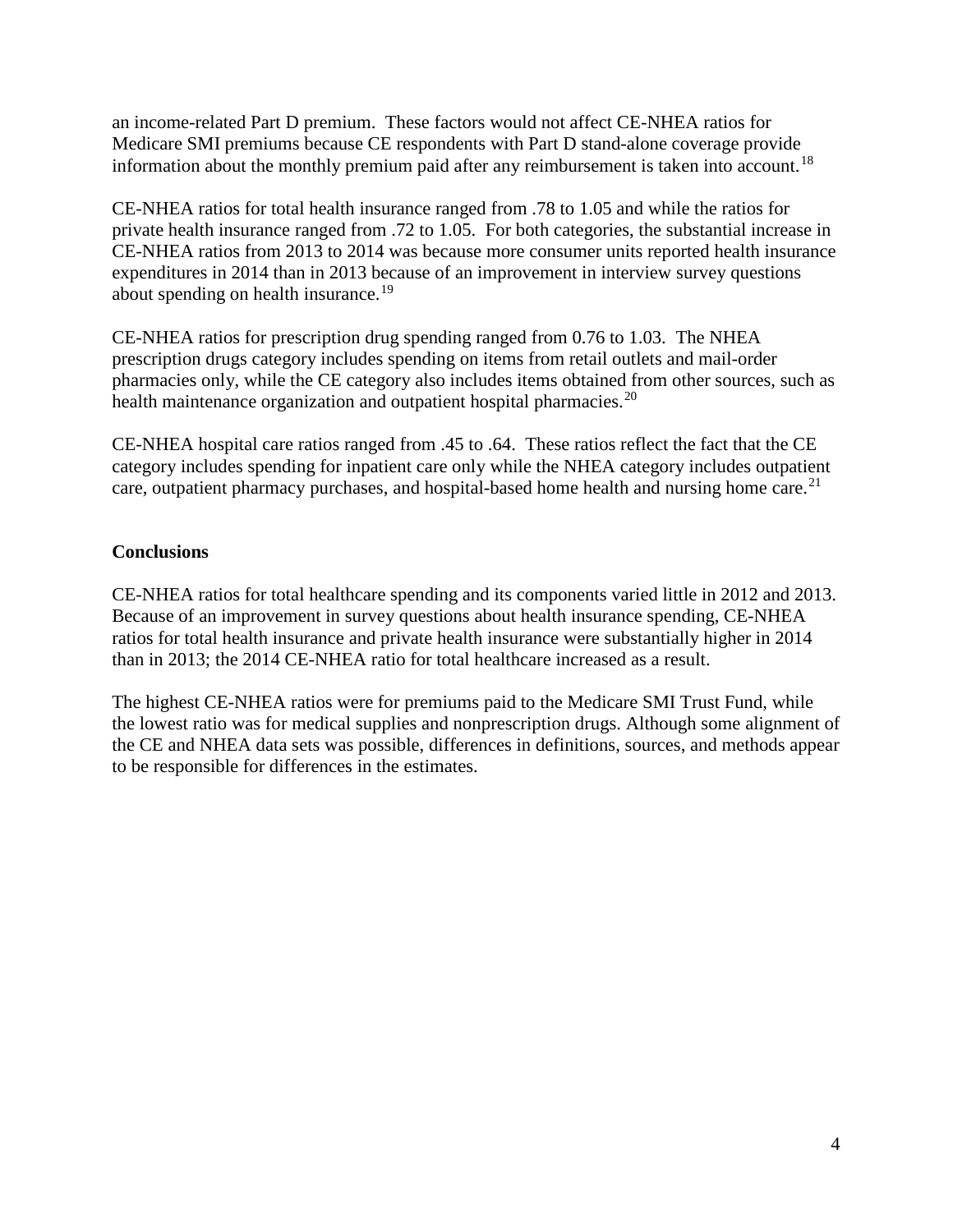an income-related Part D premium. These factors would not affect CE-NHEA ratios for Medicare SMI premiums because CE respondents with Part D stand-alone coverage provide information about the monthly premium paid after any reimbursement is taken into account.[18]

CE-NHEA ratios for total health insurance ranged from .78 to 1.05 and while the ratios for private health insurance ranged from .72 to 1.05. For both categories, the substantial increase in CE-NHEA ratios from 2013 to 2014 was because more consumer units reported health insurance expenditures in 2014 than in 2013 because of an improvement in interview survey questions about spending on health insurance.[19]

CE-NHEA ratios for prescription drug spending ranged from 0.76 to 1.03. The NHEA prescription drugs category includes spending on items from retail outlets and mail-order pharmacies only, while the CE category also includes items obtained from other sources, such as health maintenance organization and outpatient hospital pharmacies.[20]

CE-NHEA hospital care ratios ranged from .45 to .64. These ratios reflect the fact that the CE category includes spending for inpatient care only while the NHEA category includes outpatient care, outpatient pharmacy purchases, and hospital-based home health and nursing home care.[21]

**Conclusions**

CE-NHEA ratios for total healthcare spending and its components varied little in 2012 and 2013. Because of an improvement in survey questions about health insurance spending, CE-NHEA ratios for total health insurance and private health insurance were substantially higher in 2014 than in 2013; the 2014 CE-NHEA ratio for total healthcare increased as a result.

The highest CE-NHEA ratios were for premiums paid to the Medicare SMI Trust Fund, while the lowest ratio was for medical supplies and nonprescription drugs. Although some alignment of the CE and NHEA data sets was possible, differences in definitions, sources, and methods appear to be responsible for differences in the estimates.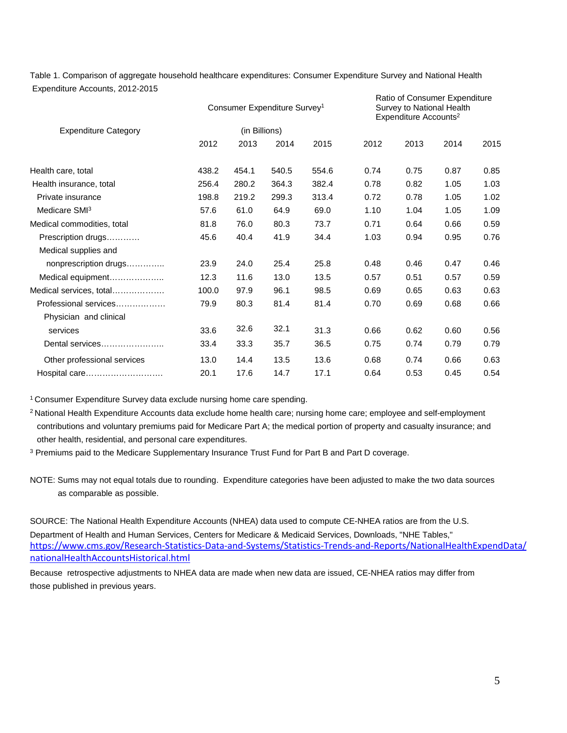Table 1. Comparison of aggregate household healthcare expenditures: Consumer Expenditure Survey and National Health Expenditure Accounts, 2012-2015

| Expenditure Category | Consumer Expenditure Survey[1] (in Billions) | | | | Ratio of Consumer Expenditure Survey to National Health Expenditure Accounts[2] | | | |
|---|---|---|---|---|---|---|---|---|
| | 2012 | 2013 | 2014 | 2015 | 2012 | 2013 | 2014 | 2015 |
| Health care, total | 438.2 | 454.1 | 540.5 | 554.6 | 0.74 | 0.75 | 0.87 | 0.85 |
| Health insurance, total | 256.4 | 280.2 | 364.3 | 382.4 | 0.78 | 0.82 | 1.05 | 1.03 |
| Private insurance | 198.8 | 219.2 | 299.3 | 313.4 | 0.72 | 0.78 | 1.05 | 1.02 |
| Medicare SMI[3] | 57.6 | 61.0 | 64.9 | 69.0 | 1.10 | 1.04 | 1.05 | 1.09 |
| Medical commodities, total | 81.8 | 76.0 | 80.3 | 73.7 | 0.71 | 0.64 | 0.66 | 0.59 |
| Prescription drugs………… | 45.6 | 40.4 | 41.9 | 34.4 | 1.03 | 0.94 | 0.95 | 0.76 |
| Medical supplies and nonprescription drugs………….. | 23.9 | 24.0 | 25.4 | 25.8 | 0.48 | 0.46 | 0.47 | 0.46 |
| Medical equipment……………….. | 12.3 | 11.6 | 13.0 | 13.5 | 0.57 | 0.51 | 0.57 | 0.59 |
| Medical services, total………………. | 100.0 | 97.9 | 96.1 | 98.5 | 0.69 | 0.65 | 0.63 | 0.63 |
| Professional services……………… | 79.9 | 80.3 | 81.4 | 81.4 | 0.70 | 0.69 | 0.68 | 0.66 |
| Physician and clinical services | 33.6 | 32.6 | 32.1 | 31.3 | 0.66 | 0.62 | 0.60 | 0.56 |
| Dental services………………….. | 33.4 | 33.3 | 35.7 | 36.5 | 0.75 | 0.74 | 0.79 | 0.79 |
| Other professional services | 13.0 | 14.4 | 13.5 | 13.6 | 0.68 | 0.74 | 0.66 | 0.63 |
| Hospital care………………………. | 20.1 | 17.6 | 14.7 | 17.1 | 0.64 | 0.53 | 0.45 | 0.54 |

[1] Consumer Expenditure Survey data exclude nursing home care spending.

[2] National Health Expenditure Accounts data exclude home health care; nursing home care; employee and self-employment contributions and voluntary premiums paid for Medicare Part A; the medical portion of property and casualty insurance; and other health, residential, and personal care expenditures.

[3] Premiums paid to the Medicare Supplementary Insurance Trust Fund for Part B and Part D coverage.

NOTE: Sums may not equal totals due to rounding. Expenditure categories have been adjusted to make the two data sources as comparable as possible.

SOURCE: The National Health Expenditure Accounts (NHEA) data used to compute CE-NHEA ratios are from the U.S. Department of Health and Human Services, Centers for Medicare & Medicaid Services, Downloads, "NHE Tables," https://www.cms.gov/Research-Statistics-Data-and-Systems/Statistics-Trends-and-Reports/NationalHealthExpendData/nationalHealthAccountsHistorical.html

Because retrospective adjustments to NHEA data are made when new data are issued, CE-NHEA ratios may differ from those published in previous years.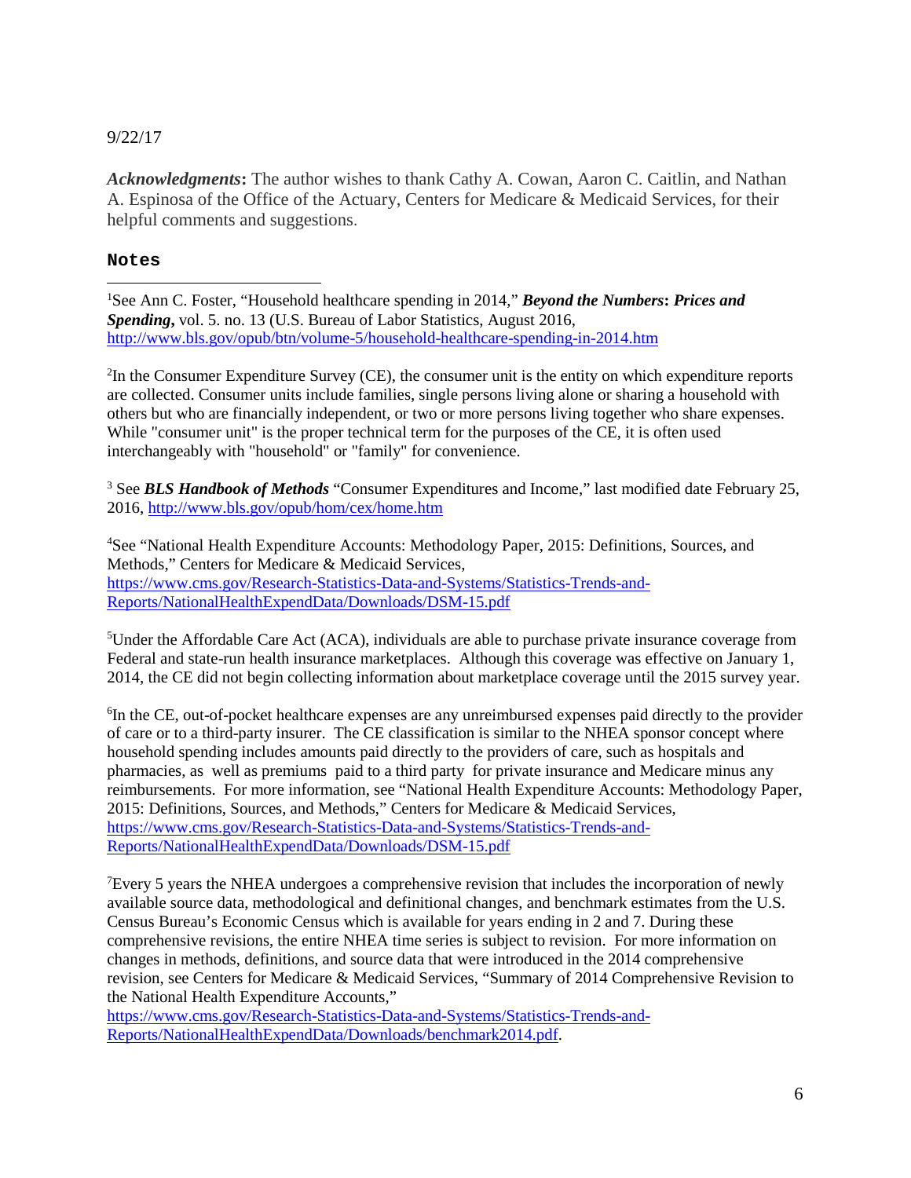9/22/17

***Acknowledgments*****:** The author wishes to thank Cathy A. Cowan, Aaron C. Caitlin, and Nathan A. Espinosa of the Office of the Actuary, Centers for Medicare & Medicaid Services, for their helpful comments and suggestions.

## Notes

[1]See Ann C. Foster, "Household healthcare spending in 2014," ***Beyond the Numbers*****:** ***Prices and Spending*****,** vol. 5. no. 13 (U.S. Bureau of Labor Statistics, August 2016, http://www.bls.gov/opub/btn/volume-5/household-healthcare-spending-in-2014.htm

[2]In the Consumer Expenditure Survey (CE), the consumer unit is the entity on which expenditure reports are collected. Consumer units include families, single persons living alone or sharing a household with others but who are financially independent, or two or more persons living together who share expenses. While "consumer unit" is the proper technical term for the purposes of the CE, it is often used interchangeably with "household" or "family" for convenience.

[3] See ***BLS Handbook of Methods*** "Consumer Expenditures and Income," last modified date February 25, 2016, http://www.bls.gov/opub/hom/cex/home.htm

[4]See "National Health Expenditure Accounts: Methodology Paper, 2015: Definitions, Sources, and Methods," Centers for Medicare & Medicaid Services, https://www.cms.gov/Research-Statistics-Data-and-Systems/Statistics-Trends-and-Reports/NationalHealthExpendData/Downloads/DSM-15.pdf

[5]Under the Affordable Care Act (ACA), individuals are able to purchase private insurance coverage from Federal and state-run health insurance marketplaces. Although this coverage was effective on January 1, 2014, the CE did not begin collecting information about marketplace coverage until the 2015 survey year.

[6]In the CE, out-of-pocket healthcare expenses are any unreimbursed expenses paid directly to the provider of care or to a third-party insurer. The CE classification is similar to the NHEA sponsor concept where household spending includes amounts paid directly to the providers of care, such as hospitals and pharmacies, as well as premiums paid to a third party for private insurance and Medicare minus any reimbursements. For more information, see "National Health Expenditure Accounts: Methodology Paper, 2015: Definitions, Sources, and Methods," Centers for Medicare & Medicaid Services, https://www.cms.gov/Research-Statistics-Data-and-Systems/Statistics-Trends-and-Reports/NationalHealthExpendData/Downloads/DSM-15.pdf

[7]Every 5 years the NHEA undergoes a comprehensive revision that includes the incorporation of newly available source data, methodological and definitional changes, and benchmark estimates from the U.S. Census Bureau's Economic Census which is available for years ending in 2 and 7. During these comprehensive revisions, the entire NHEA time series is subject to revision. For more information on changes in methods, definitions, and source data that were introduced in the 2014 comprehensive revision, see Centers for Medicare & Medicaid Services, "Summary of 2014 Comprehensive Revision to the National Health Expenditure Accounts," https://www.cms.gov/Research-Statistics-Data-and-Systems/Statistics-Trends-and-Reports/NationalHealthExpendData/Downloads/benchmark2014.pdf.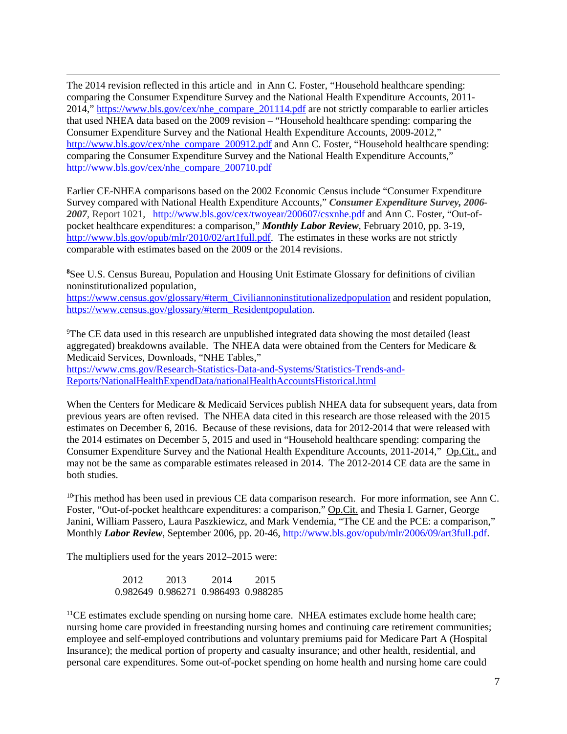The 2014 revision reflected in this article and in Ann C. Foster, "Household healthcare spending: comparing the Consumer Expenditure Survey and the National Health Expenditure Accounts, 2011-2014," https://www.bls.gov/cex/nhe_compare_201114.pdf are not strictly comparable to earlier articles that used NHEA data based on the 2009 revision – "Household healthcare spending: comparing the Consumer Expenditure Survey and the National Health Expenditure Accounts, 2009-2012," http://www.bls.gov/cex/nhe_compare_200912.pdf and Ann C. Foster, "Household healthcare spending: comparing the Consumer Expenditure Survey and the National Health Expenditure Accounts," http://www.bls.gov/cex/nhe_compare_200710.pdf

Earlier CE-NHEA comparisons based on the 2002 Economic Census include "Consumer Expenditure Survey compared with National Health Expenditure Accounts," ***Consumer Expenditure Survey, 2006-2007***, Report 1021, http://www.bls.gov/cex/twoyear/200607/csxnhe.pdf and Ann C. Foster, "Out-of-pocket healthcare expenditures: a comparison," ***Monthly Labor Review***, February 2010, pp. 3-19, http://www.bls.gov/opub/mlr/2010/02/art1full.pdf. The estimates in these works are not strictly comparable with estimates based on the 2009 or the 2014 revisions.

[8]See U.S. Census Bureau, Population and Housing Unit Estimate Glossary for definitions of civilian noninstitutionalized population, https://www.census.gov/glossary/#term_Civiliannoninstitutionalizedpopulation and resident population, https://www.census.gov/glossary/#term_Residentpopulation.

[9]The CE data used in this research are unpublished integrated data showing the most detailed (least aggregated) breakdowns available. The NHEA data were obtained from the Centers for Medicare & Medicaid Services, Downloads, "NHE Tables," https://www.cms.gov/Research-Statistics-Data-and-Systems/Statistics-Trends-and-Reports/NationalHealthExpendData/nationalHealthAccountsHistorical.html

When the Centers for Medicare & Medicaid Services publish NHEA data for subsequent years, data from previous years are often revised. The NHEA data cited in this research are those released with the 2015 estimates on December 6, 2016. Because of these revisions, data for 2012-2014 that were released with the 2014 estimates on December 5, 2015 and used in "Household healthcare spending: comparing the Consumer Expenditure Survey and the National Health Expenditure Accounts, 2011-2014," Op.Cit., and may not be the same as comparable estimates released in 2014. The 2012-2014 CE data are the same in both studies.

[10]This method has been used in previous CE data comparison research. For more information, see Ann C. Foster, "Out-of-pocket healthcare expenditures: a comparison," Op.Cit. and Thesia I. Garner, George Janini, William Passero, Laura Paszkiewicz, and Mark Vendemia, "The CE and the PCE: a comparison," Monthly ***Labor Review***, September 2006, pp. 20-46, http://www.bls.gov/opub/mlr/2006/09/art3full.pdf.

The multipliers used for the years 2012–2015 were:

| 2012 | 2013 | 2014 | 2015 |
|---|---|---|---|
| 0.982649 | 0.986271 | 0.986493 | 0.988285 |

[11]CE estimates exclude spending on nursing home care. NHEA estimates exclude home health care; nursing home care provided in freestanding nursing homes and continuing care retirement communities; employee and self-employed contributions and voluntary premiums paid for Medicare Part A (Hospital Insurance); the medical portion of property and casualty insurance; and other health, residential, and personal care expenditures. Some out-of-pocket spending on home health and nursing home care could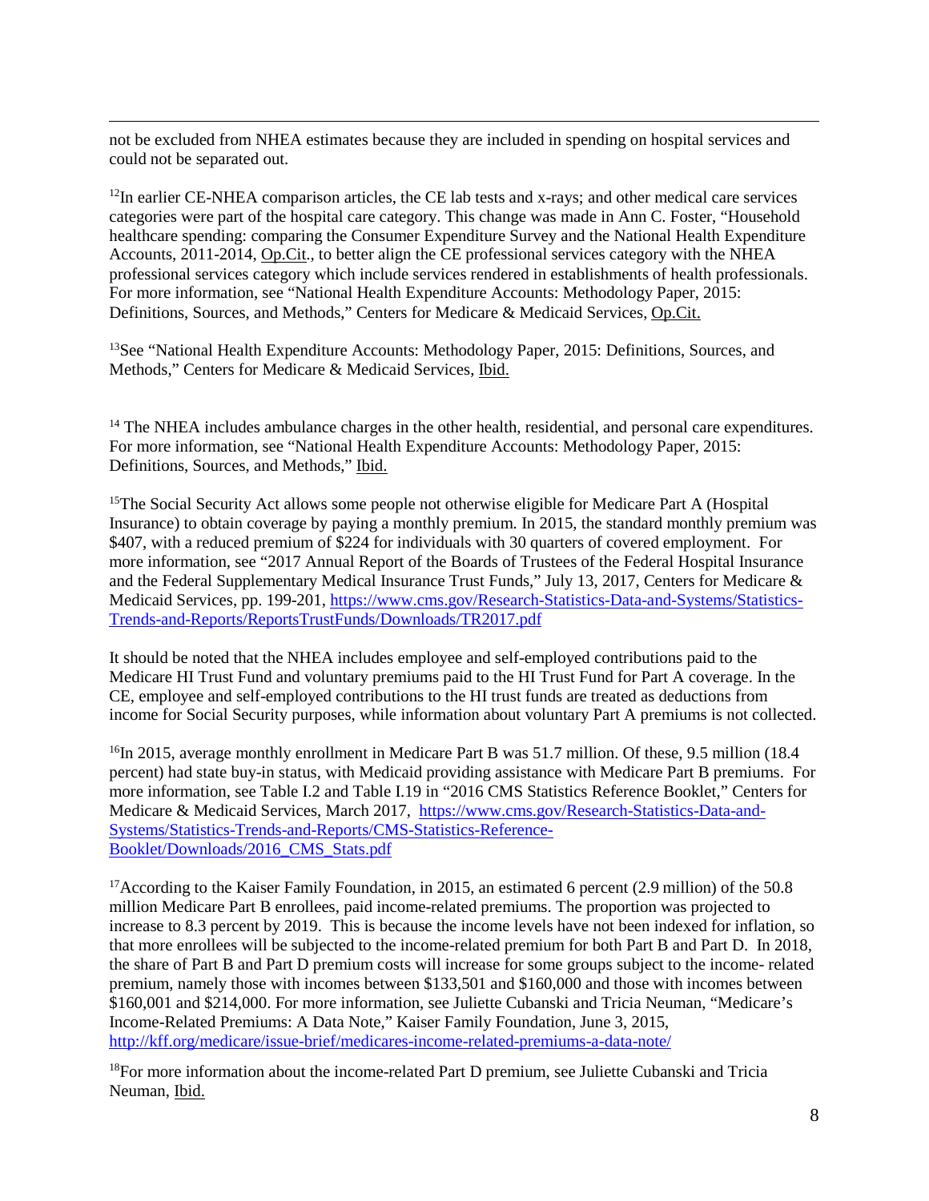not be excluded from NHEA estimates because they are included in spending on hospital services and could not be separated out.

[12]In earlier CE-NHEA comparison articles, the CE lab tests and x-rays; and other medical care services categories were part of the hospital care category. This change was made in Ann C. Foster, "Household healthcare spending: comparing the Consumer Expenditure Survey and the National Health Expenditure Accounts, 2011-2014, Op.Cit., to better align the CE professional services category with the NHEA professional services category which include services rendered in establishments of health professionals. For more information, see "National Health Expenditure Accounts: Methodology Paper, 2015: Definitions, Sources, and Methods," Centers for Medicare & Medicaid Services, Op.Cit.

[13]See "National Health Expenditure Accounts: Methodology Paper, 2015: Definitions, Sources, and Methods," Centers for Medicare & Medicaid Services, Ibid.

[14] The NHEA includes ambulance charges in the other health, residential, and personal care expenditures. For more information, see "National Health Expenditure Accounts: Methodology Paper, 2015: Definitions, Sources, and Methods," Ibid.

[15]The Social Security Act allows some people not otherwise eligible for Medicare Part A (Hospital Insurance) to obtain coverage by paying a monthly premium. In 2015, the standard monthly premium was $407, with a reduced premium of $224 for individuals with 30 quarters of covered employment. For more information, see "2017 Annual Report of the Boards of Trustees of the Federal Hospital Insurance and the Federal Supplementary Medical Insurance Trust Funds," July 13, 2017, Centers for Medicare & Medicaid Services, pp. 199-201, https://www.cms.gov/Research-Statistics-Data-and-Systems/Statistics-Trends-and-Reports/ReportsTrustFunds/Downloads/TR2017.pdf

It should be noted that the NHEA includes employee and self-employed contributions paid to the Medicare HI Trust Fund and voluntary premiums paid to the HI Trust Fund for Part A coverage. In the CE, employee and self-employed contributions to the HI trust funds are treated as deductions from income for Social Security purposes, while information about voluntary Part A premiums is not collected.

[16]In 2015, average monthly enrollment in Medicare Part B was 51.7 million. Of these, 9.5 million (18.4 percent) had state buy-in status, with Medicaid providing assistance with Medicare Part B premiums. For more information, see Table I.2 and Table I.19 in "2016 CMS Statistics Reference Booklet," Centers for Medicare & Medicaid Services, March 2017, https://www.cms.gov/Research-Statistics-Data-and-Systems/Statistics-Trends-and-Reports/CMS-Statistics-Reference-Booklet/Downloads/2016_CMS_Stats.pdf

[17]According to the Kaiser Family Foundation, in 2015, an estimated 6 percent (2.9 million) of the 50.8 million Medicare Part B enrollees, paid income-related premiums. The proportion was projected to increase to 8.3 percent by 2019. This is because the income levels have not been indexed for inflation, so that more enrollees will be subjected to the income-related premium for both Part B and Part D. In 2018, the share of Part B and Part D premium costs will increase for some groups subject to the income- related premium, namely those with incomes between $133,501 and $160,000 and those with incomes between $160,001 and $214,000. For more information, see Juliette Cubanski and Tricia Neuman, "Medicare's Income-Related Premiums: A Data Note," Kaiser Family Foundation, June 3, 2015, http://kff.org/medicare/issue-brief/medicares-income-related-premiums-a-data-note/

[18]For more information about the income-related Part D premium, see Juliette Cubanski and Tricia Neuman, Ibid.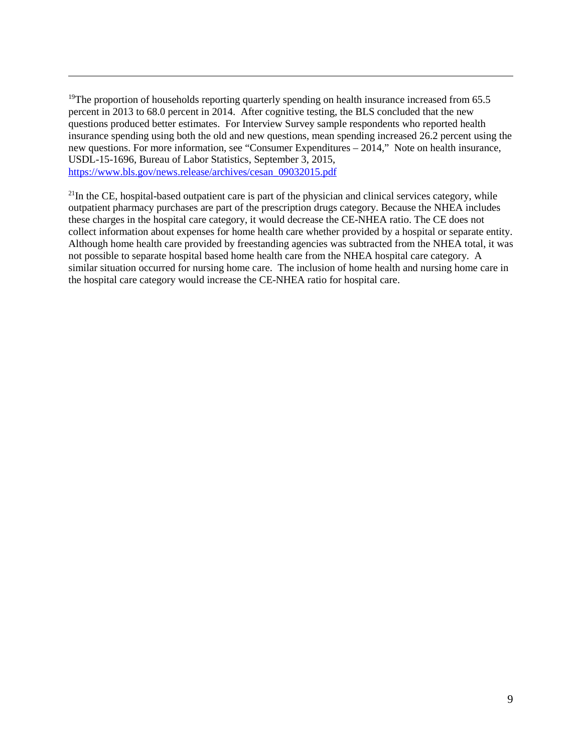[19]The proportion of households reporting quarterly spending on health insurance increased from 65.5 percent in 2013 to 68.0 percent in 2014. After cognitive testing, the BLS concluded that the new questions produced better estimates. For Interview Survey sample respondents who reported health insurance spending using both the old and new questions, mean spending increased 26.2 percent using the new questions. For more information, see "Consumer Expenditures – 2014," Note on health insurance, USDL-15-1696, Bureau of Labor Statistics, September 3, 2015, https://www.bls.gov/news.release/archives/cesan_09032015.pdf

[21]In the CE, hospital-based outpatient care is part of the physician and clinical services category, while outpatient pharmacy purchases are part of the prescription drugs category. Because the NHEA includes these charges in the hospital care category, it would decrease the CE-NHEA ratio. The CE does not collect information about expenses for home health care whether provided by a hospital or separate entity. Although home health care provided by freestanding agencies was subtracted from the NHEA total, it was not possible to separate hospital based home health care from the NHEA hospital care category. A similar situation occurred for nursing home care. The inclusion of home health and nursing home care in the hospital care category would increase the CE-NHEA ratio for hospital care.